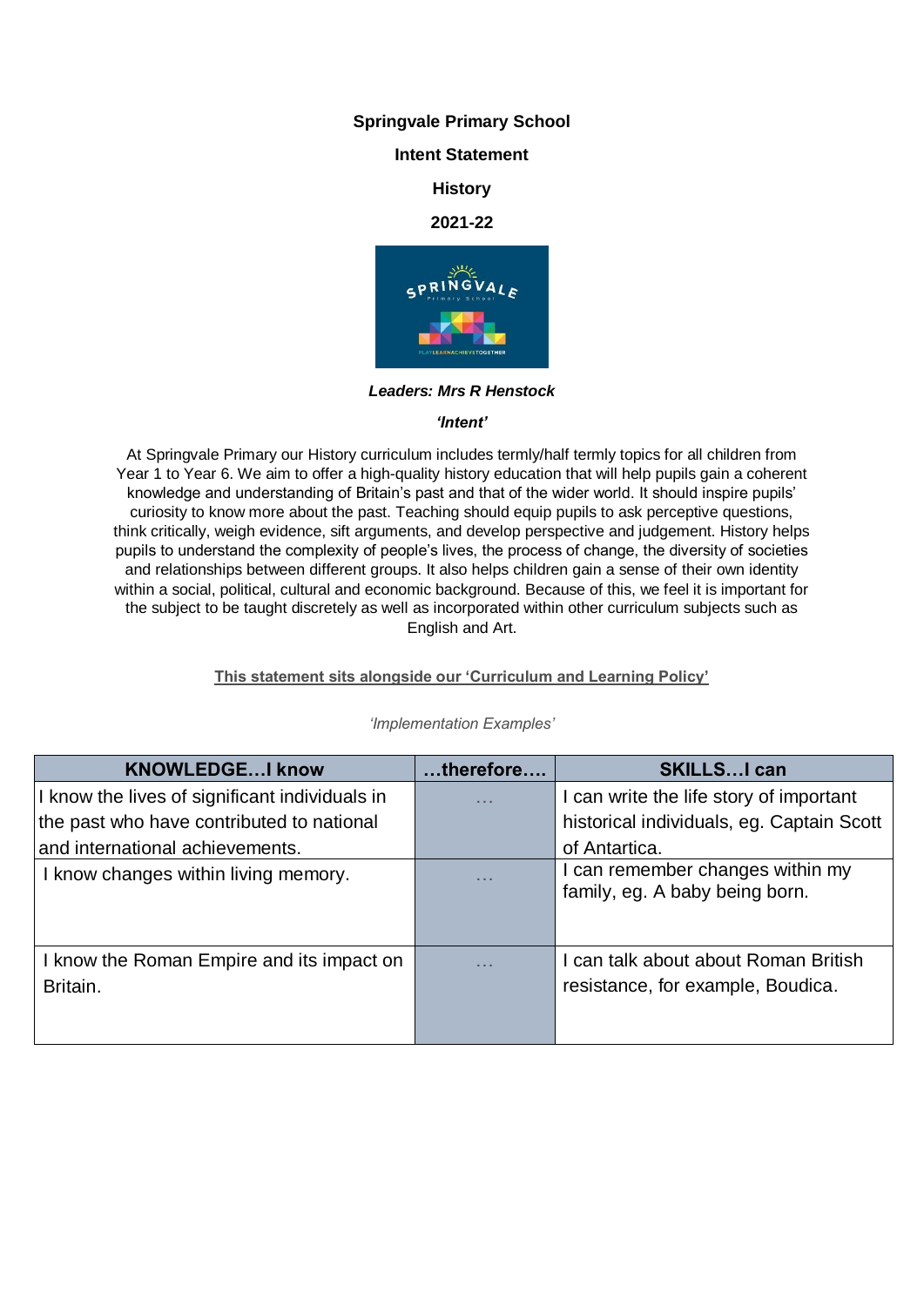**Springvale Primary School**

**Intent Statement**

**History**

**2021-22**

***Leaders: Mrs R Henstock***

***'Intent'***

At Springvale Primary our History curriculum includes termly/half termly topics for all children from Year 1 to Year 6. We aim to offer a high-quality history education that will help pupils gain a coherent knowledge and understanding of Britain's past and that of the wider world. It should inspire pupils' curiosity to know more about the past. Teaching should equip pupils to ask perceptive questions, think critically, weigh evidence, sift arguments, and develop perspective and judgement. History helps pupils to understand the complexity of people's lives, the process of change, the diversity of societies and relationships between different groups. It also helps children gain a sense of their own identity within a social, political, cultural and economic background. Because of this, we feel it is important for the subject to be taught discretely as well as incorporated within other curriculum subjects such as English and Art.

**This statement sits alongside our 'Curriculum and Learning Policy'**

*'Implementation Examples'*

| KNOWLEDGE…I know | …therefore…. | SKILLS…I can |
|---|---|---|
| I know the lives of significant individuals in the past who have contributed to national and international achievements. | … | I can write the life story of important historical individuals, eg. Captain Scott of Antartica. |
| I know changes within living memory. | … | I can remember changes within my family, eg. A baby being born. |
| I know the Roman Empire and its impact on Britain. | … | I can talk about about Roman British resistance, for example, Boudica. |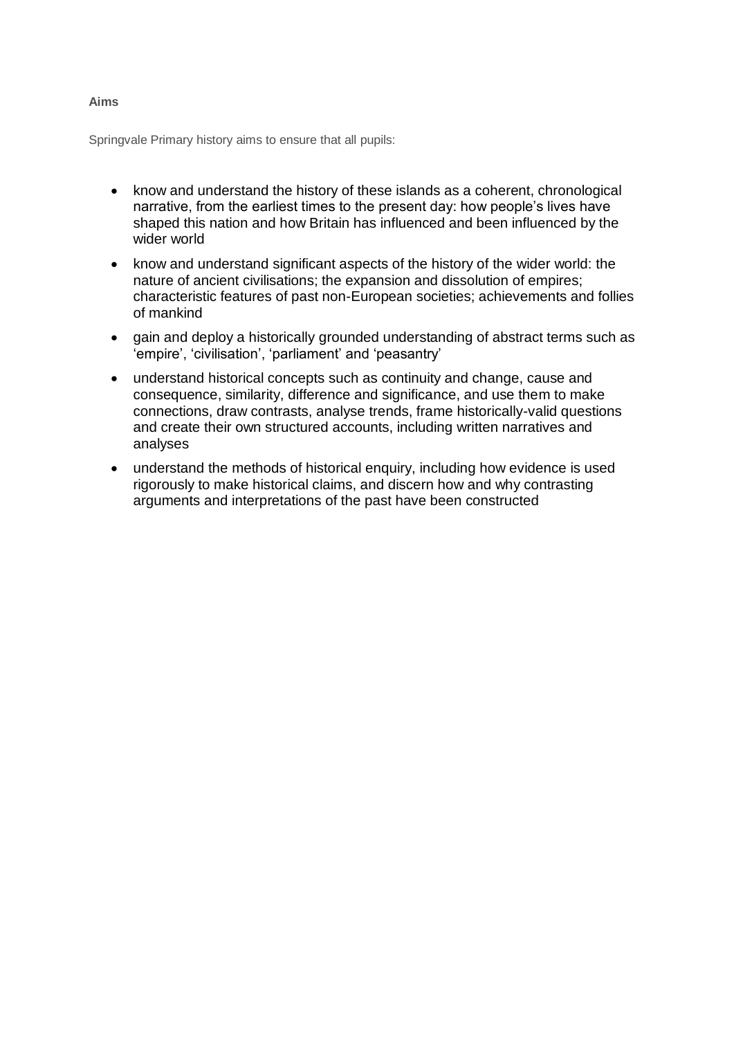**Aims**

Springvale Primary history aims to ensure that all pupils:

- know and understand the history of these islands as a coherent, chronological narrative, from the earliest times to the present day: how people's lives have shaped this nation and how Britain has influenced and been influenced by the wider world
- know and understand significant aspects of the history of the wider world: the nature of ancient civilisations; the expansion and dissolution of empires; characteristic features of past non-European societies; achievements and follies of mankind
- gain and deploy a historically grounded understanding of abstract terms such as 'empire', 'civilisation', 'parliament' and 'peasantry'
- understand historical concepts such as continuity and change, cause and consequence, similarity, difference and significance, and use them to make connections, draw contrasts, analyse trends, frame historically-valid questions and create their own structured accounts, including written narratives and analyses
- understand the methods of historical enquiry, including how evidence is used rigorously to make historical claims, and discern how and why contrasting arguments and interpretations of the past have been constructed